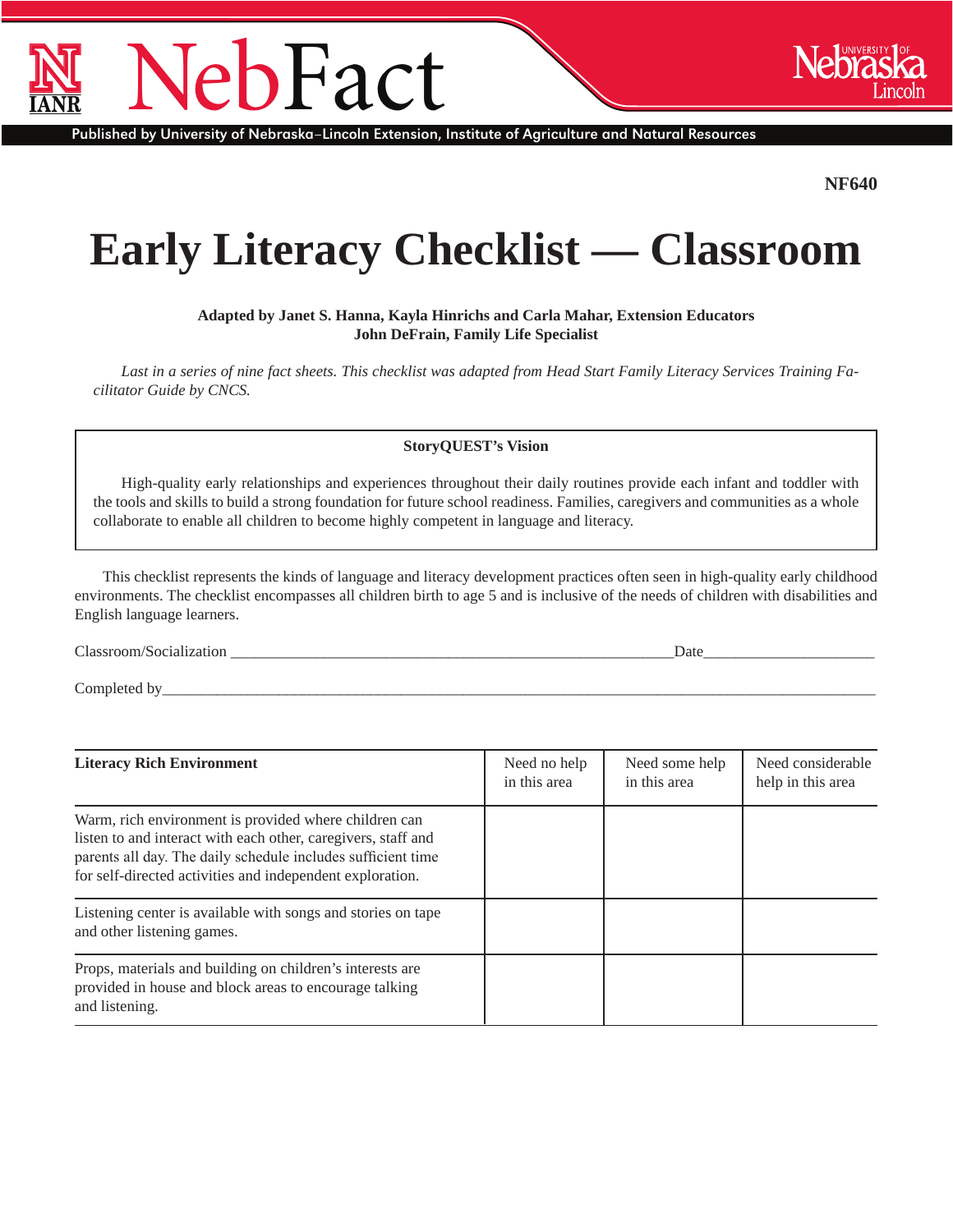# NebFact

Published by University of Nebraska–Lincoln Extension, Institute of Agriculture and Natural Resources

**NF640**

# Early Literacy Checklist — Classroom

**Adapted by Janet S. Hanna, Kayla Hinrichs and Carla Mahar, Extension Educators**
**John DeFrain, Family Life Specialist**

*Last in a series of nine fact sheets. This checklist was adapted from Head Start Family Literacy Services Training Facilitator Guide by CNCS.*

**StoryQUEST's Vision**

High-quality early relationships and experiences throughout their daily routines provide each infant and toddler with the tools and skills to build a strong foundation for future school readiness. Families, caregivers and communities as a whole collaborate to enable all children to become highly competent in language and literacy.

This checklist represents the kinds of language and literacy development practices often seen in high-quality early childhood environments. The checklist encompasses all children birth to age 5 and is inclusive of the needs of children with disabilities and English language learners.

Classroom/Socialization ____________________________________________ Date____________________

Completed by____________________________________________________________________________

| **Literacy Rich Environment** | Need no help in this area | Need some help in this area | Need considerable help in this area |
|---|---|---|---|
| Warm, rich environment is provided where children can listen to and interact with each other, caregivers, staff and parents all day. The daily schedule includes sufficient time for self-directed activities and independent exploration. | | | |
| Listening center is available with songs and stories on tape and other listening games. | | | |
| Props, materials and building on children's interests are provided in house and block areas to encourage talking and listening. | | | |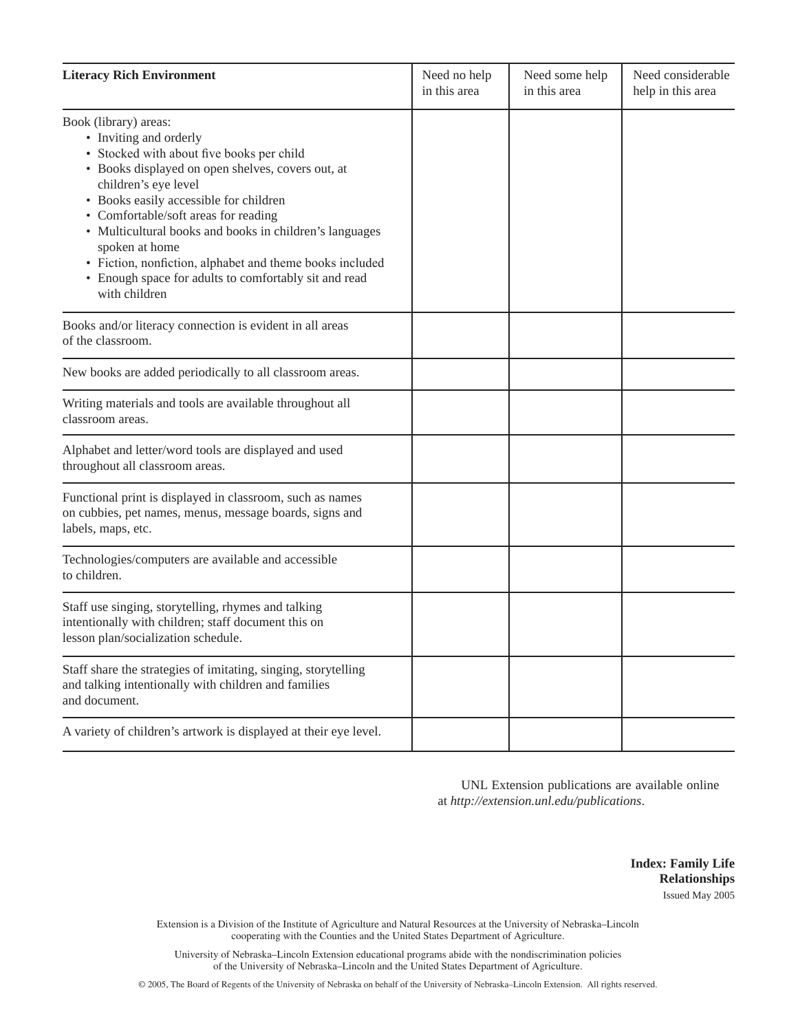| **Literacy Rich Environment** | Need no help in this area | Need some help in this area | Need considerable help in this area |
|---|---|---|---|
| Book (library) areas:<br>• Inviting and orderly<br>• Stocked with about five books per child<br>• Books displayed on open shelves, covers out, at children's eye level<br>• Books easily accessible for children<br>• Comfortable/soft areas for reading<br>• Multicultural books and books in children's languages spoken at home<br>• Fiction, nonfiction, alphabet and theme books included<br>• Enough space for adults to comfortably sit and read with children | | | |
| Books and/or literacy connection is evident in all areas of the classroom. | | | |
| New books are added periodically to all classroom areas. | | | |
| Writing materials and tools are available throughout all classroom areas. | | | |
| Alphabet and letter/word tools are displayed and used throughout all classroom areas. | | | |
| Functional print is displayed in classroom, such as names on cubbies, pet names, menus, message boards, signs and labels, maps, etc. | | | |
| Technologies/computers are available and accessible to children. | | | |
| Staff use singing, storytelling, rhymes and talking intentionally with children; staff document this on lesson plan/socialization schedule. | | | |
| Staff share the strategies of imitating, singing, storytelling and talking intentionally with children and families and document. | | | |
| A variety of children's artwork is displayed at their eye level. | | | |

UNL Extension publications are available online at *http://extension.unl.edu/publications*.

**Index: Family Life**
**Relationships**
Issued May 2005

Extension is a Division of the Institute of Agriculture and Natural Resources at the University of Nebraska–Lincoln cooperating with the Counties and the United States Department of Agriculture.

University of Nebraska–Lincoln Extension educational programs abide with the nondiscrimination policies of the University of Nebraska–Lincoln and the United States Department of Agriculture.

© 2005, The Board of Regents of the University of Nebraska on behalf of the University of Nebraska–Lincoln Extension. All rights reserved.